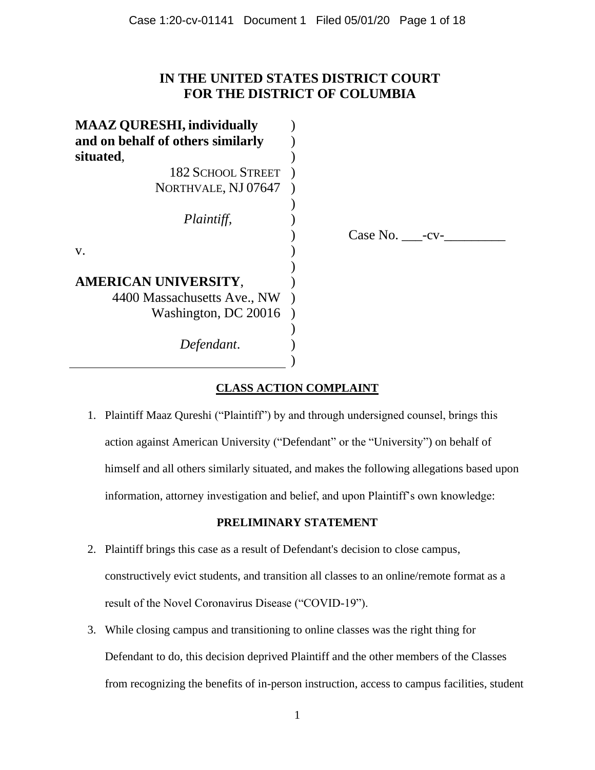# IN THE UNITED STATES DISTRICT COURT FOR THE DISTRICT OF COLUMBIA

**MAAZ QURESHI, individually and on behalf of others similarly situated,**
182 SCHOOL STREET
NORTHVALE, NJ 07647

*Plaintiff,*

v.

**AMERICAN UNIVERSITY,**
4400 Massachusetts Ave., NW
Washington, DC 20016

*Defendant.*

Case No. \_\_\_-cv-\_\_\_\_\_\_\_\_\_

## CLASS ACTION COMPLAINT

1. Plaintiff Maaz Qureshi ("Plaintiff") by and through undersigned counsel, brings this action against American University ("Defendant" or the "University") on behalf of himself and all others similarly situated, and makes the following allegations based upon information, attorney investigation and belief, and upon Plaintiff's own knowledge:

### PRELIMINARY STATEMENT

2. Plaintiff brings this case as a result of Defendant's decision to close campus, constructively evict students, and transition all classes to an online/remote format as a result of the Novel Coronavirus Disease ("COVID-19").

3. While closing campus and transitioning to online classes was the right thing for Defendant to do, this decision deprived Plaintiff and the other members of the Classes from recognizing the benefits of in-person instruction, access to campus facilities, student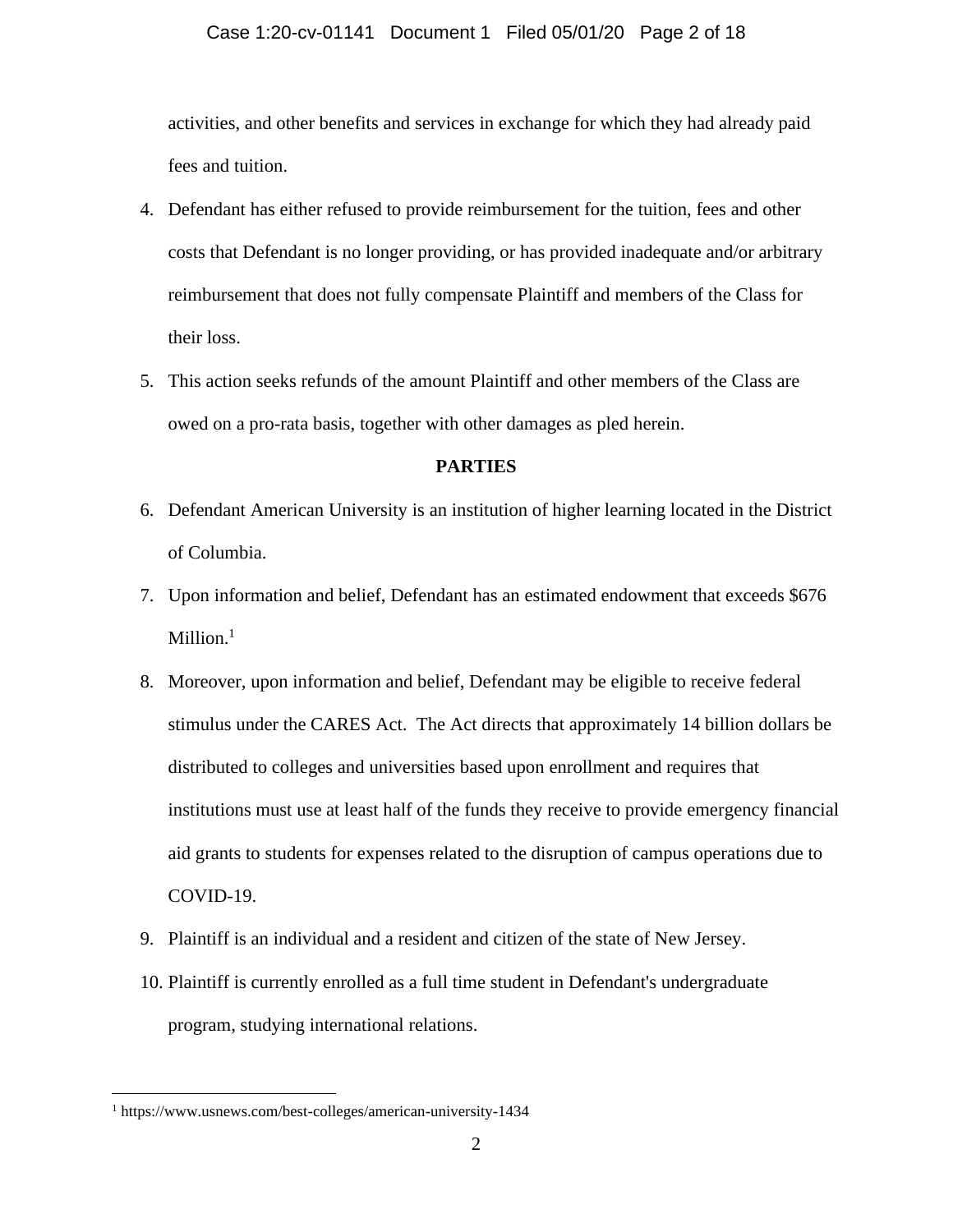activities, and other benefits and services in exchange for which they had already paid fees and tuition.

4. Defendant has either refused to provide reimbursement for the tuition, fees and other costs that Defendant is no longer providing, or has provided inadequate and/or arbitrary reimbursement that does not fully compensate Plaintiff and members of the Class for their loss.

5. This action seeks refunds of the amount Plaintiff and other members of the Class are owed on a pro-rata basis, together with other damages as pled herein.

## PARTIES

6. Defendant American University is an institution of higher learning located in the District of Columbia.

7. Upon information and belief, Defendant has an estimated endowment that exceeds $676 Million.[1]

8. Moreover, upon information and belief, Defendant may be eligible to receive federal stimulus under the CARES Act. The Act directs that approximately 14 billion dollars be distributed to colleges and universities based upon enrollment and requires that institutions must use at least half of the funds they receive to provide emergency financial aid grants to students for expenses related to the disruption of campus operations due to COVID-19.

9. Plaintiff is an individual and a resident and citizen of the state of New Jersey.

10. Plaintiff is currently enrolled as a full time student in Defendant's undergraduate program, studying international relations.

---

[1] https://www.usnews.com/best-colleges/american-university-1434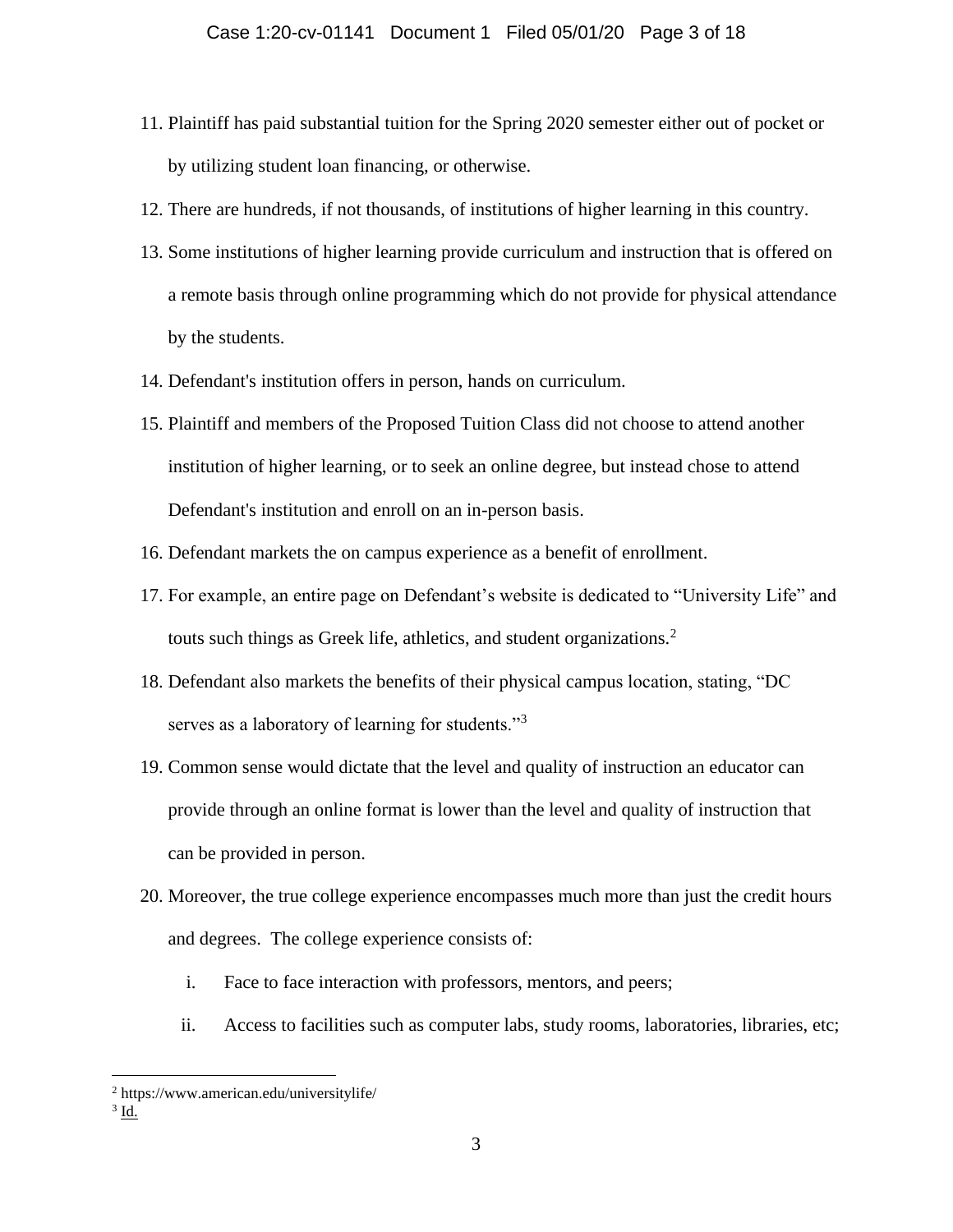11. Plaintiff has paid substantial tuition for the Spring 2020 semester either out of pocket or by utilizing student loan financing, or otherwise.
12. There are hundreds, if not thousands, of institutions of higher learning in this country.
13. Some institutions of higher learning provide curriculum and instruction that is offered on a remote basis through online programming which do not provide for physical attendance by the students.
14. Defendant's institution offers in person, hands on curriculum.
15. Plaintiff and members of the Proposed Tuition Class did not choose to attend another institution of higher learning, or to seek an online degree, but instead chose to attend Defendant's institution and enroll on an in-person basis.
16. Defendant markets the on campus experience as a benefit of enrollment.
17. For example, an entire page on Defendant's website is dedicated to "University Life" and touts such things as Greek life, athletics, and student organizations.[2]
18. Defendant also markets the benefits of their physical campus location, stating, "DC serves as a laboratory of learning for students."[3]
19. Common sense would dictate that the level and quality of instruction an educator can provide through an online format is lower than the level and quality of instruction that can be provided in person.
20. Moreover, the true college experience encompasses much more than just the credit hours and degrees. The college experience consists of:
    i. Face to face interaction with professors, mentors, and peers;
    ii. Access to facilities such as computer labs, study rooms, laboratories, libraries, etc;

---

[2] https://www.american.edu/universitylife/

[3] Id.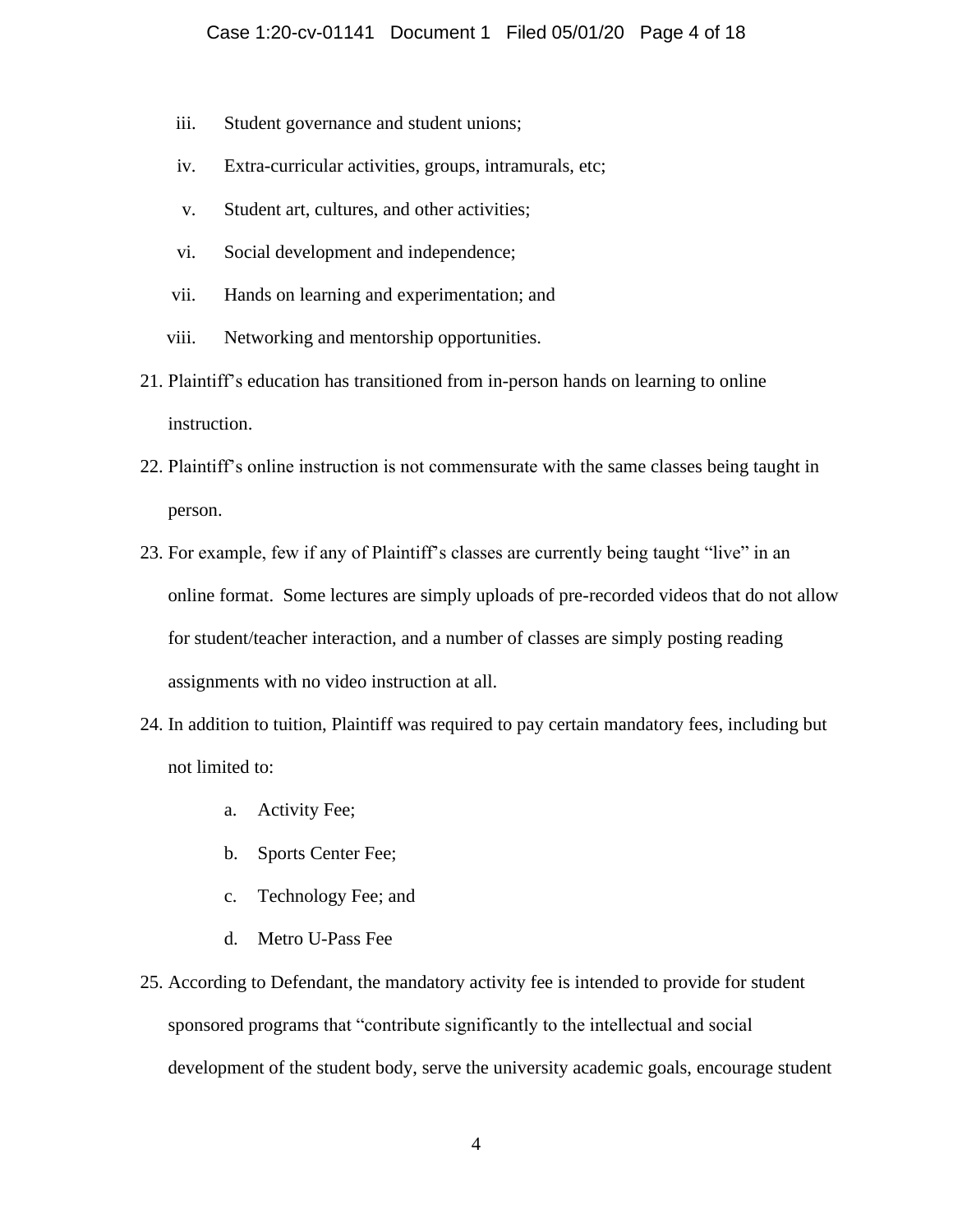iii. Student governance and student unions;

iv. Extra-curricular activities, groups, intramurals, etc;

v. Student art, cultures, and other activities;

vi. Social development and independence;

vii. Hands on learning and experimentation; and

viii. Networking and mentorship opportunities.

21. Plaintiff's education has transitioned from in-person hands on learning to online instruction.

22. Plaintiff's online instruction is not commensurate with the same classes being taught in person.

23. For example, few if any of Plaintiff's classes are currently being taught "live" in an online format. Some lectures are simply uploads of pre-recorded videos that do not allow for student/teacher interaction, and a number of classes are simply posting reading assignments with no video instruction at all.

24. In addition to tuition, Plaintiff was required to pay certain mandatory fees, including but not limited to:

    a. Activity Fee;

    b. Sports Center Fee;

    c. Technology Fee; and

    d. Metro U-Pass Fee

25. According to Defendant, the mandatory activity fee is intended to provide for student sponsored programs that "contribute significantly to the intellectual and social development of the student body, serve the university academic goals, encourage student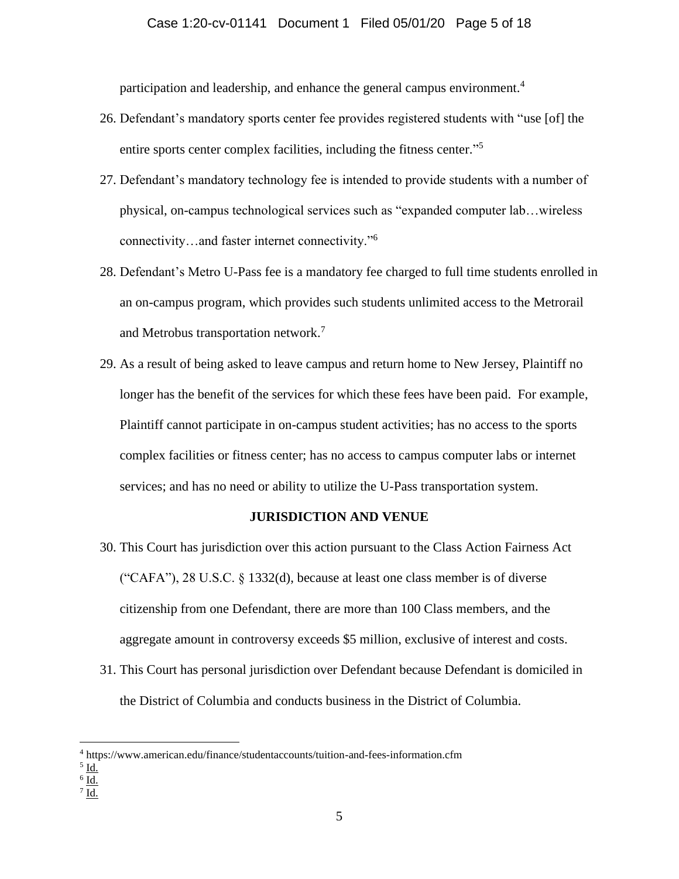participation and leadership, and enhance the general campus environment.[4]

26. Defendant's mandatory sports center fee provides registered students with "use [of] the entire sports center complex facilities, including the fitness center."[5]

27. Defendant's mandatory technology fee is intended to provide students with a number of physical, on-campus technological services such as "expanded computer lab…wireless connectivity…and faster internet connectivity."[6]

28. Defendant's Metro U-Pass fee is a mandatory fee charged to full time students enrolled in an on-campus program, which provides such students unlimited access to the Metrorail and Metrobus transportation network.[7]

29. As a result of being asked to leave campus and return home to New Jersey, Plaintiff no longer has the benefit of the services for which these fees have been paid. For example, Plaintiff cannot participate in on-campus student activities; has no access to the sports complex facilities or fitness center; has no access to campus computer labs or internet services; and has no need or ability to utilize the U-Pass transportation system.

## JURISDICTION AND VENUE

30. This Court has jurisdiction over this action pursuant to the Class Action Fairness Act ("CAFA"), 28 U.S.C. § 1332(d), because at least one class member is of diverse citizenship from one Defendant, there are more than 100 Class members, and the aggregate amount in controversy exceeds $5 million, exclusive of interest and costs.

31. This Court has personal jurisdiction over Defendant because Defendant is domiciled in the District of Columbia and conducts business in the District of Columbia.

---

[4] https://www.american.edu/finance/studentaccounts/tuition-and-fees-information.cfm

[5] Id.

[6] Id.

[7] Id.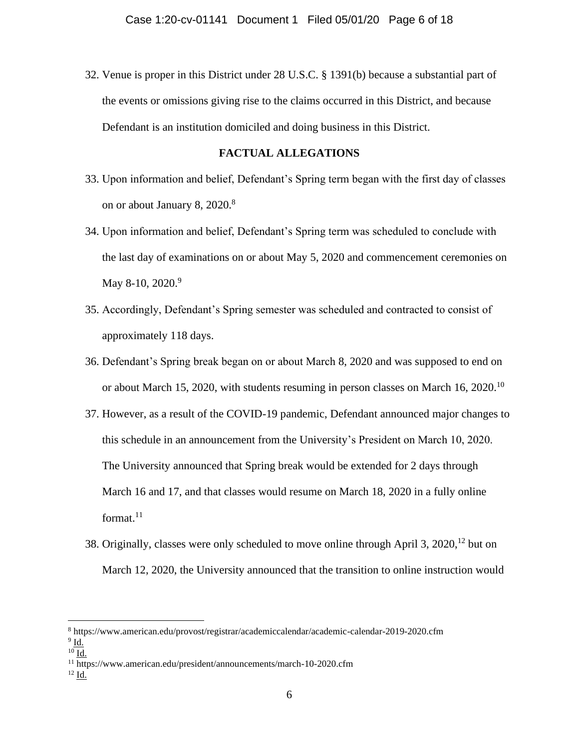32. Venue is proper in this District under 28 U.S.C. § 1391(b) because a substantial part of the events or omissions giving rise to the claims occurred in this District, and because Defendant is an institution domiciled and doing business in this District.

## FACTUAL ALLEGATIONS

33. Upon information and belief, Defendant's Spring term began with the first day of classes on or about January 8, 2020.[8]

34. Upon information and belief, Defendant's Spring term was scheduled to conclude with the last day of examinations on or about May 5, 2020 and commencement ceremonies on May 8-10, 2020.[9]

35. Accordingly, Defendant's Spring semester was scheduled and contracted to consist of approximately 118 days.

36. Defendant's Spring break began on or about March 8, 2020 and was supposed to end on or about March 15, 2020, with students resuming in person classes on March 16, 2020.[10]

37. However, as a result of the COVID-19 pandemic, Defendant announced major changes to this schedule in an announcement from the University's President on March 10, 2020. The University announced that Spring break would be extended for 2 days through March 16 and 17, and that classes would resume on March 18, 2020 in a fully online format.[11]

38. Originally, classes were only scheduled to move online through April 3, 2020,[12] but on March 12, 2020, the University announced that the transition to online instruction would

---

[8] https://www.american.edu/provost/registrar/academiccalendar/academic-calendar-2019-2020.cfm

[9] Id.

[10] Id.

[11] https://www.american.edu/president/announcements/march-10-2020.cfm

[12] Id.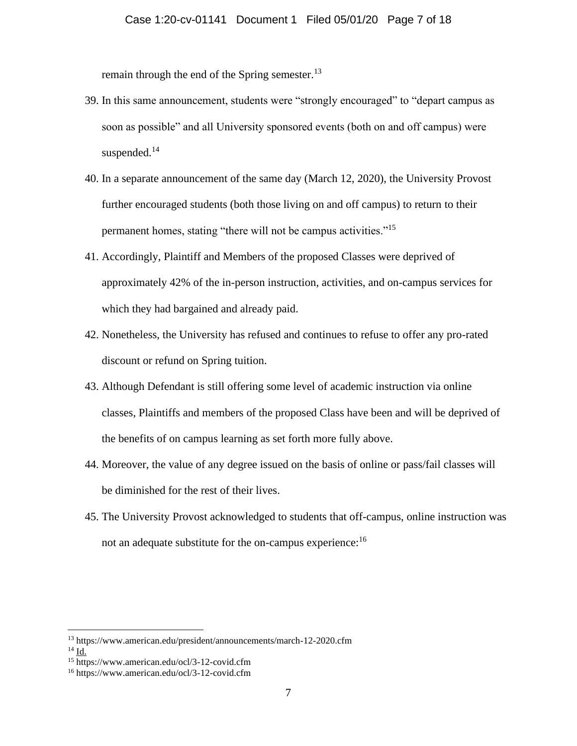remain through the end of the Spring semester.[13]

39. In this same announcement, students were "strongly encouraged" to "depart campus as soon as possible" and all University sponsored events (both on and off campus) were suspended.[14]

40. In a separate announcement of the same day (March 12, 2020), the University Provost further encouraged students (both those living on and off campus) to return to their permanent homes, stating "there will not be campus activities."[15]

41. Accordingly, Plaintiff and Members of the proposed Classes were deprived of approximately 42% of the in-person instruction, activities, and on-campus services for which they had bargained and already paid.

42. Nonetheless, the University has refused and continues to refuse to offer any pro-rated discount or refund on Spring tuition.

43. Although Defendant is still offering some level of academic instruction via online classes, Plaintiffs and members of the proposed Class have been and will be deprived of the benefits of on campus learning as set forth more fully above.

44. Moreover, the value of any degree issued on the basis of online or pass/fail classes will be diminished for the rest of their lives.

45. The University Provost acknowledged to students that off-campus, online instruction was not an adequate substitute for the on-campus experience:[16]

---

[13] https://www.american.edu/president/announcements/march-12-2020.cfm

[14] Id.

[15] https://www.american.edu/ocl/3-12-covid.cfm

[16] https://www.american.edu/ocl/3-12-covid.cfm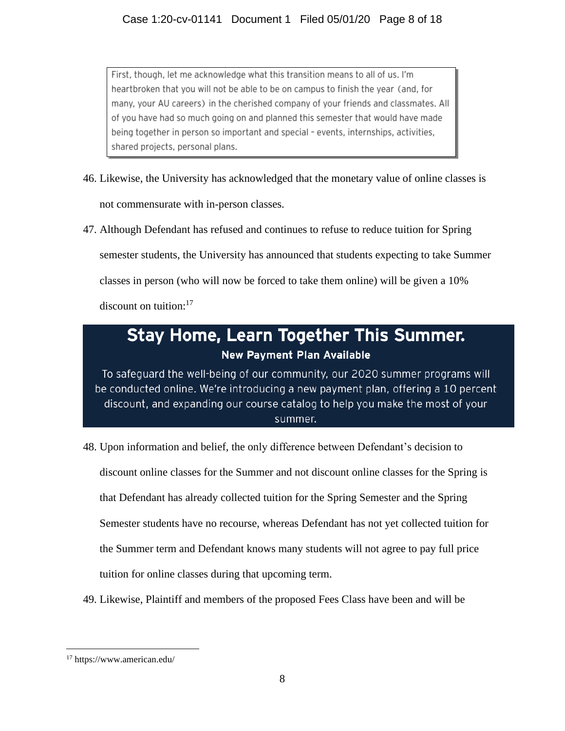> First, though, let me acknowledge what this transition means to all of us. I'm heartbroken that you will not be able to be on campus to finish the year (and, for many, your AU careers) in the cherished company of your friends and classmates. All of you have had so much going on and planned this semester that would have made being together in person so important and special – events, internships, activities, shared projects, personal plans.

46. Likewise, the University has acknowledged that the monetary value of online classes is not commensurate with in-person classes.

47. Although Defendant has refused and continues to refuse to reduce tuition for Spring semester students, the University has announced that students expecting to take Summer classes in person (who will now be forced to take them online) will be given a 10% discount on tuition:[17]

> **Stay Home, Learn Together This Summer.**
>
> **New Payment Plan Available**
>
> To safeguard the well-being of our community, our 2020 summer programs will be conducted online. We're introducing a new payment plan, offering a 10 percent discount, and expanding our course catalog to help you make the most of your summer.

48. Upon information and belief, the only difference between Defendant's decision to discount online classes for the Summer and not discount online classes for the Spring is that Defendant has already collected tuition for the Spring Semester and the Spring Semester students have no recourse, whereas Defendant has not yet collected tuition for the Summer term and Defendant knows many students will not agree to pay full price tuition for online classes during that upcoming term.

49. Likewise, Plaintiff and members of the proposed Fees Class have been and will be

---

[17] https://www.american.edu/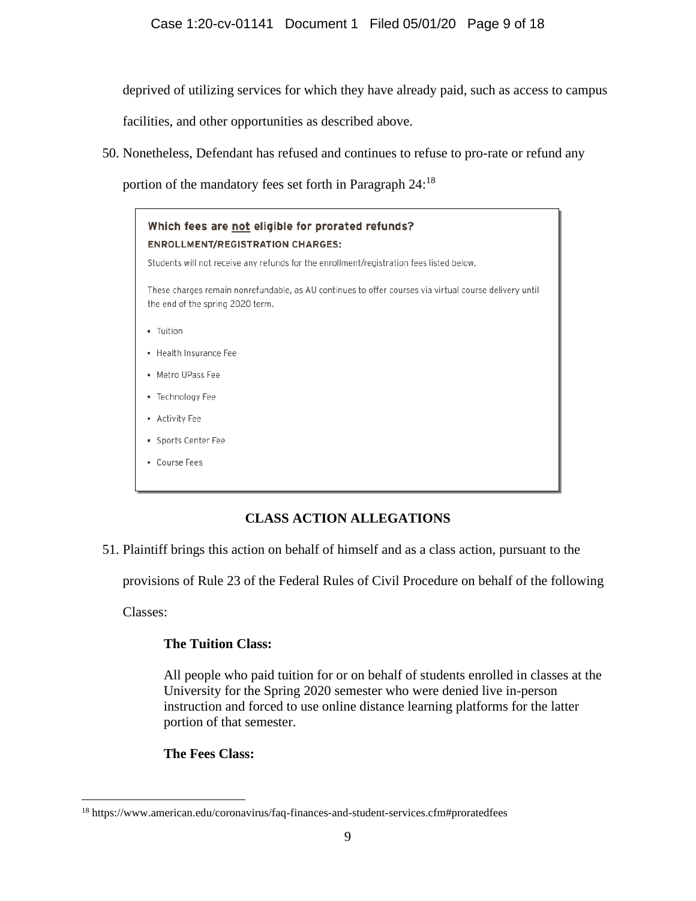deprived of utilizing services for which they have already paid, such as access to campus facilities, and other opportunities as described above.

50. Nonetheless, Defendant has refused and continues to refuse to pro-rate or refund any portion of the mandatory fees set forth in Paragraph 24:[18]

> **Which fees are not eligible for prorated refunds?**
>
> **ENROLLMENT/REGISTRATION CHARGES:**
>
> Students will not receive any refunds for the enrollment/registration fees listed below.
>
> These charges remain nonrefundable, as AU continues to offer courses via virtual course delivery until the end of the spring 2020 term.
>
> - Tuition
> - Health Insurance Fee
> - Metro UPass Fee
> - Technology Fee
> - Activity Fee
> - Sports Center Fee
> - Course Fees

## CLASS ACTION ALLEGATIONS

51. Plaintiff brings this action on behalf of himself and as a class action, pursuant to the provisions of Rule 23 of the Federal Rules of Civil Procedure on behalf of the following Classes:

**The Tuition Class:**

All people who paid tuition for or on behalf of students enrolled in classes at the University for the Spring 2020 semester who were denied live in-person instruction and forced to use online distance learning platforms for the latter portion of that semester.

**The Fees Class:**

[18] https://www.american.edu/coronavirus/faq-finances-and-student-services.cfm#proratedfees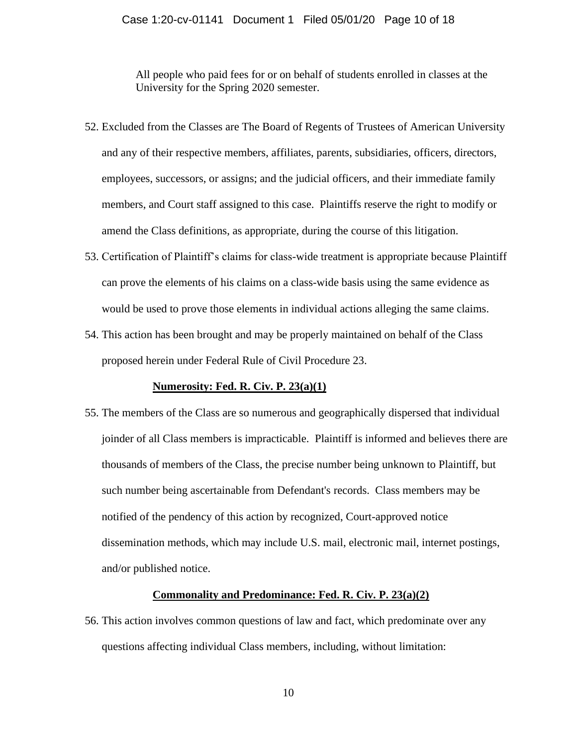All people who paid fees for or on behalf of students enrolled in classes at the University for the Spring 2020 semester.

52. Excluded from the Classes are The Board of Regents of Trustees of American University and any of their respective members, affiliates, parents, subsidiaries, officers, directors, employees, successors, or assigns; and the judicial officers, and their immediate family members, and Court staff assigned to this case. Plaintiffs reserve the right to modify or amend the Class definitions, as appropriate, during the course of this litigation.

53. Certification of Plaintiff's claims for class-wide treatment is appropriate because Plaintiff can prove the elements of his claims on a class-wide basis using the same evidence as would be used to prove those elements in individual actions alleging the same claims.

54. This action has been brought and may be properly maintained on behalf of the Class proposed herein under Federal Rule of Civil Procedure 23.

**Numerosity: Fed. R. Civ. P. 23(a)(1)**

55. The members of the Class are so numerous and geographically dispersed that individual joinder of all Class members is impracticable. Plaintiff is informed and believes there are thousands of members of the Class, the precise number being unknown to Plaintiff, but such number being ascertainable from Defendant's records. Class members may be notified of the pendency of this action by recognized, Court-approved notice dissemination methods, which may include U.S. mail, electronic mail, internet postings, and/or published notice.

**Commonality and Predominance: Fed. R. Civ. P. 23(a)(2)**

56. This action involves common questions of law and fact, which predominate over any questions affecting individual Class members, including, without limitation: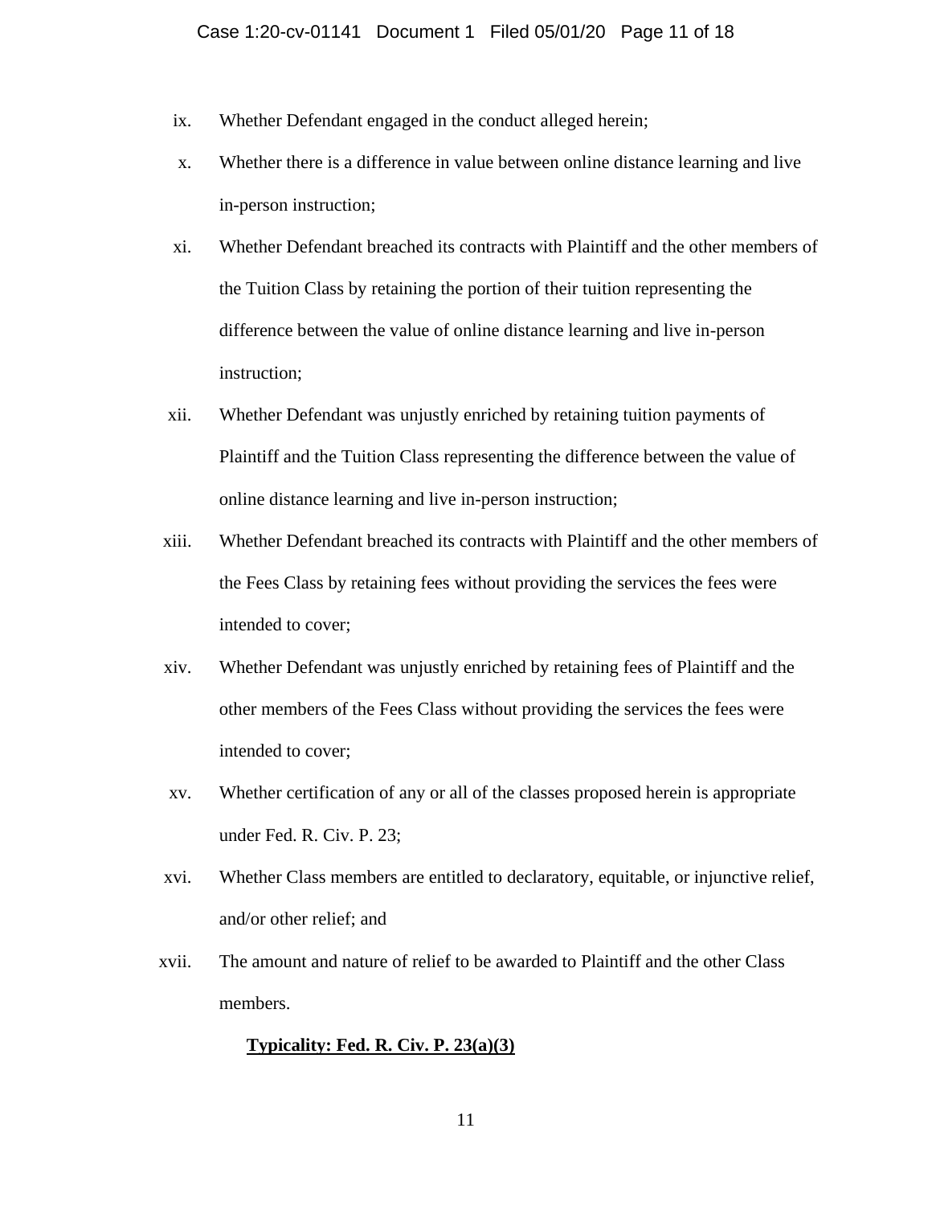ix. Whether Defendant engaged in the conduct alleged herein;

x. Whether there is a difference in value between online distance learning and live in-person instruction;

xi. Whether Defendant breached its contracts with Plaintiff and the other members of the Tuition Class by retaining the portion of their tuition representing the difference between the value of online distance learning and live in-person instruction;

xii. Whether Defendant was unjustly enriched by retaining tuition payments of Plaintiff and the Tuition Class representing the difference between the value of online distance learning and live in-person instruction;

xiii. Whether Defendant breached its contracts with Plaintiff and the other members of the Fees Class by retaining fees without providing the services the fees were intended to cover;

xiv. Whether Defendant was unjustly enriched by retaining fees of Plaintiff and the other members of the Fees Class without providing the services the fees were intended to cover;

xv. Whether certification of any or all of the classes proposed herein is appropriate under Fed. R. Civ. P. 23;

xvi. Whether Class members are entitled to declaratory, equitable, or injunctive relief, and/or other relief; and

xvii. The amount and nature of relief to be awarded to Plaintiff and the other Class members.

**Typicality: Fed. R. Civ. P. 23(a)(3)**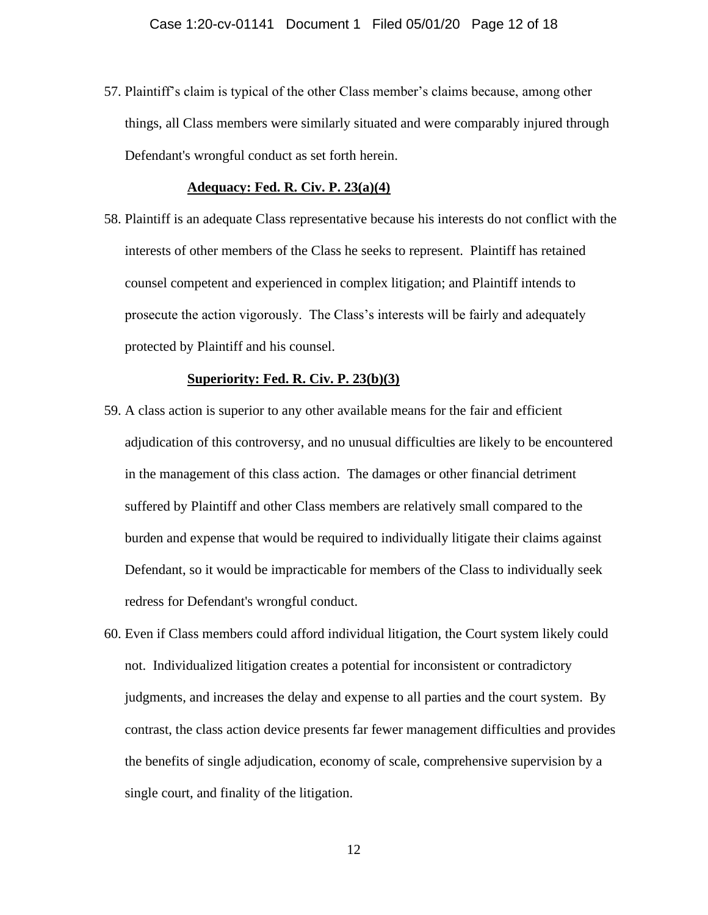57. Plaintiff's claim is typical of the other Class member's claims because, among other things, all Class members were similarly situated and were comparably injured through Defendant's wrongful conduct as set forth herein.

**Adequacy: Fed. R. Civ. P. 23(a)(4)**

58. Plaintiff is an adequate Class representative because his interests do not conflict with the interests of other members of the Class he seeks to represent. Plaintiff has retained counsel competent and experienced in complex litigation; and Plaintiff intends to prosecute the action vigorously. The Class's interests will be fairly and adequately protected by Plaintiff and his counsel.

**Superiority: Fed. R. Civ. P. 23(b)(3)**

59. A class action is superior to any other available means for the fair and efficient adjudication of this controversy, and no unusual difficulties are likely to be encountered in the management of this class action. The damages or other financial detriment suffered by Plaintiff and other Class members are relatively small compared to the burden and expense that would be required to individually litigate their claims against Defendant, so it would be impracticable for members of the Class to individually seek redress for Defendant's wrongful conduct.

60. Even if Class members could afford individual litigation, the Court system likely could not. Individualized litigation creates a potential for inconsistent or contradictory judgments, and increases the delay and expense to all parties and the court system. By contrast, the class action device presents far fewer management difficulties and provides the benefits of single adjudication, economy of scale, comprehensive supervision by a single court, and finality of the litigation.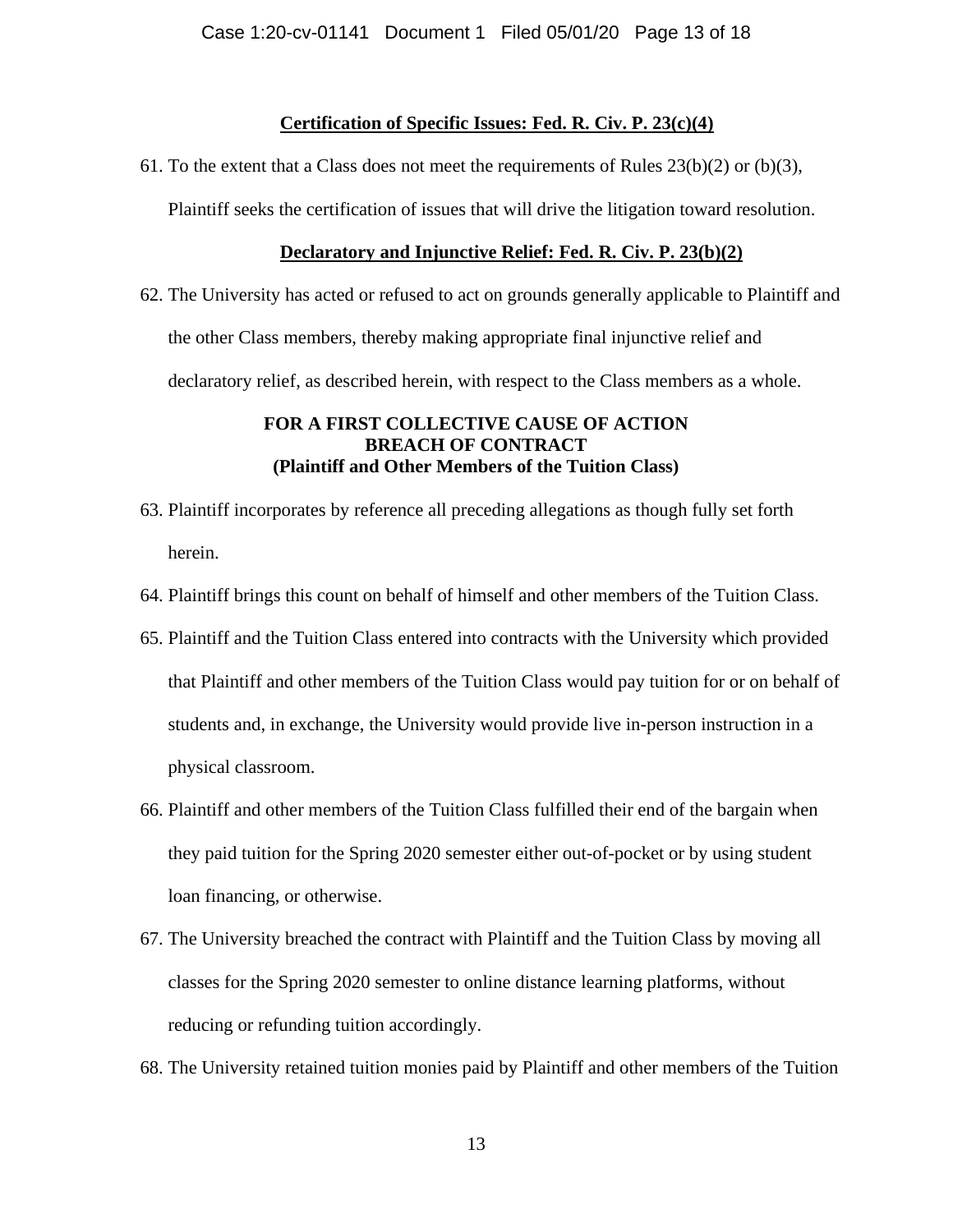**Certification of Specific Issues: Fed. R. Civ. P. 23(c)(4)**

61. To the extent that a Class does not meet the requirements of Rules 23(b)(2) or (b)(3), Plaintiff seeks the certification of issues that will drive the litigation toward resolution.

**Declaratory and Injunctive Relief: Fed. R. Civ. P. 23(b)(2)**

62. The University has acted or refused to act on grounds generally applicable to Plaintiff and the other Class members, thereby making appropriate final injunctive relief and declaratory relief, as described herein, with respect to the Class members as a whole.

**FOR A FIRST COLLECTIVE CAUSE OF ACTION**
**BREACH OF CONTRACT**
**(Plaintiff and Other Members of the Tuition Class)**

63. Plaintiff incorporates by reference all preceding allegations as though fully set forth herein.

64. Plaintiff brings this count on behalf of himself and other members of the Tuition Class.

65. Plaintiff and the Tuition Class entered into contracts with the University which provided that Plaintiff and other members of the Tuition Class would pay tuition for or on behalf of students and, in exchange, the University would provide live in-person instruction in a physical classroom.

66. Plaintiff and other members of the Tuition Class fulfilled their end of the bargain when they paid tuition for the Spring 2020 semester either out-of-pocket or by using student loan financing, or otherwise.

67. The University breached the contract with Plaintiff and the Tuition Class by moving all classes for the Spring 2020 semester to online distance learning platforms, without reducing or refunding tuition accordingly.

68. The University retained tuition monies paid by Plaintiff and other members of the Tuition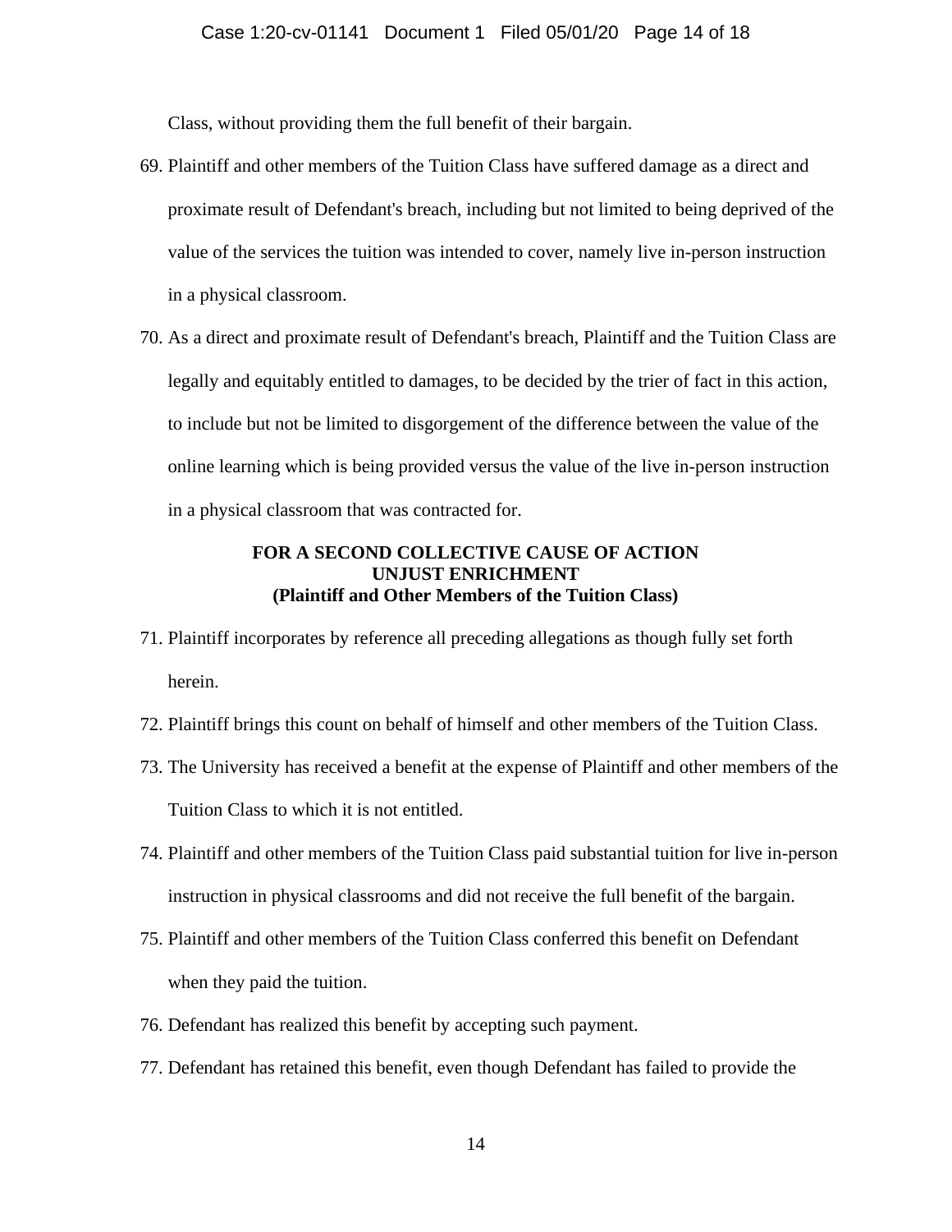Class, without providing them the full benefit of their bargain.

69. Plaintiff and other members of the Tuition Class have suffered damage as a direct and proximate result of Defendant's breach, including but not limited to being deprived of the value of the services the tuition was intended to cover, namely live in-person instruction in a physical classroom.

70. As a direct and proximate result of Defendant's breach, Plaintiff and the Tuition Class are legally and equitably entitled to damages, to be decided by the trier of fact in this action, to include but not be limited to disgorgement of the difference between the value of the online learning which is being provided versus the value of the live in-person instruction in a physical classroom that was contracted for.

**FOR A SECOND COLLECTIVE CAUSE OF ACTION**
**UNJUST ENRICHMENT**
**(Plaintiff and Other Members of the Tuition Class)**

71. Plaintiff incorporates by reference all preceding allegations as though fully set forth herein.

72. Plaintiff brings this count on behalf of himself and other members of the Tuition Class.

73. The University has received a benefit at the expense of Plaintiff and other members of the Tuition Class to which it is not entitled.

74. Plaintiff and other members of the Tuition Class paid substantial tuition for live in-person instruction in physical classrooms and did not receive the full benefit of the bargain.

75. Plaintiff and other members of the Tuition Class conferred this benefit on Defendant when they paid the tuition.

76. Defendant has realized this benefit by accepting such payment.

77. Defendant has retained this benefit, even though Defendant has failed to provide the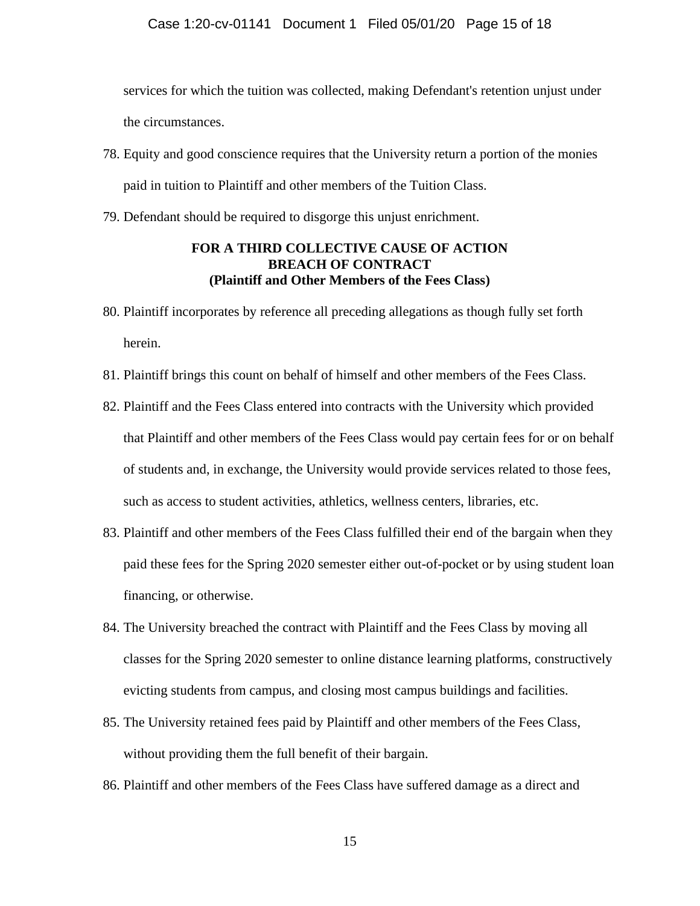services for which the tuition was collected, making Defendant's retention unjust under the circumstances.

78. Equity and good conscience requires that the University return a portion of the monies paid in tuition to Plaintiff and other members of the Tuition Class.

79. Defendant should be required to disgorge this unjust enrichment.

**FOR A THIRD COLLECTIVE CAUSE OF ACTION**
**BREACH OF CONTRACT**
**(Plaintiff and Other Members of the Fees Class)**

80. Plaintiff incorporates by reference all preceding allegations as though fully set forth herein.

81. Plaintiff brings this count on behalf of himself and other members of the Fees Class.

82. Plaintiff and the Fees Class entered into contracts with the University which provided that Plaintiff and other members of the Fees Class would pay certain fees for or on behalf of students and, in exchange, the University would provide services related to those fees, such as access to student activities, athletics, wellness centers, libraries, etc.

83. Plaintiff and other members of the Fees Class fulfilled their end of the bargain when they paid these fees for the Spring 2020 semester either out-of-pocket or by using student loan financing, or otherwise.

84. The University breached the contract with Plaintiff and the Fees Class by moving all classes for the Spring 2020 semester to online distance learning platforms, constructively evicting students from campus, and closing most campus buildings and facilities.

85. The University retained fees paid by Plaintiff and other members of the Fees Class, without providing them the full benefit of their bargain.

86. Plaintiff and other members of the Fees Class have suffered damage as a direct and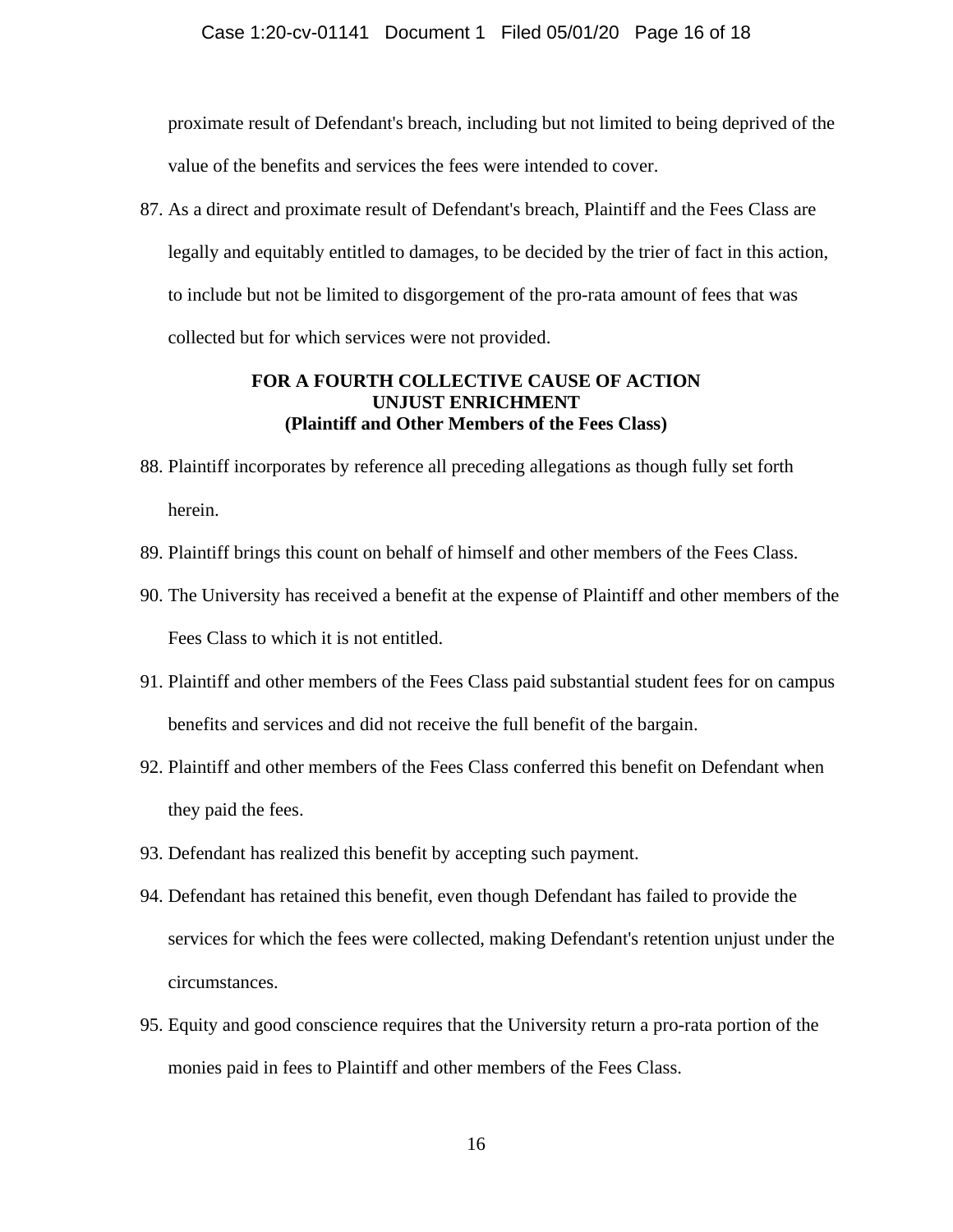proximate result of Defendant's breach, including but not limited to being deprived of the value of the benefits and services the fees were intended to cover.

87. As a direct and proximate result of Defendant's breach, Plaintiff and the Fees Class are legally and equitably entitled to damages, to be decided by the trier of fact in this action, to include but not be limited to disgorgement of the pro-rata amount of fees that was collected but for which services were not provided.

**FOR A FOURTH COLLECTIVE CAUSE OF ACTION**
**UNJUST ENRICHMENT**
**(Plaintiff and Other Members of the Fees Class)**

88. Plaintiff incorporates by reference all preceding allegations as though fully set forth herein.

89. Plaintiff brings this count on behalf of himself and other members of the Fees Class.

90. The University has received a benefit at the expense of Plaintiff and other members of the Fees Class to which it is not entitled.

91. Plaintiff and other members of the Fees Class paid substantial student fees for on campus benefits and services and did not receive the full benefit of the bargain.

92. Plaintiff and other members of the Fees Class conferred this benefit on Defendant when they paid the fees.

93. Defendant has realized this benefit by accepting such payment.

94. Defendant has retained this benefit, even though Defendant has failed to provide the services for which the fees were collected, making Defendant's retention unjust under the circumstances.

95. Equity and good conscience requires that the University return a pro-rata portion of the monies paid in fees to Plaintiff and other members of the Fees Class.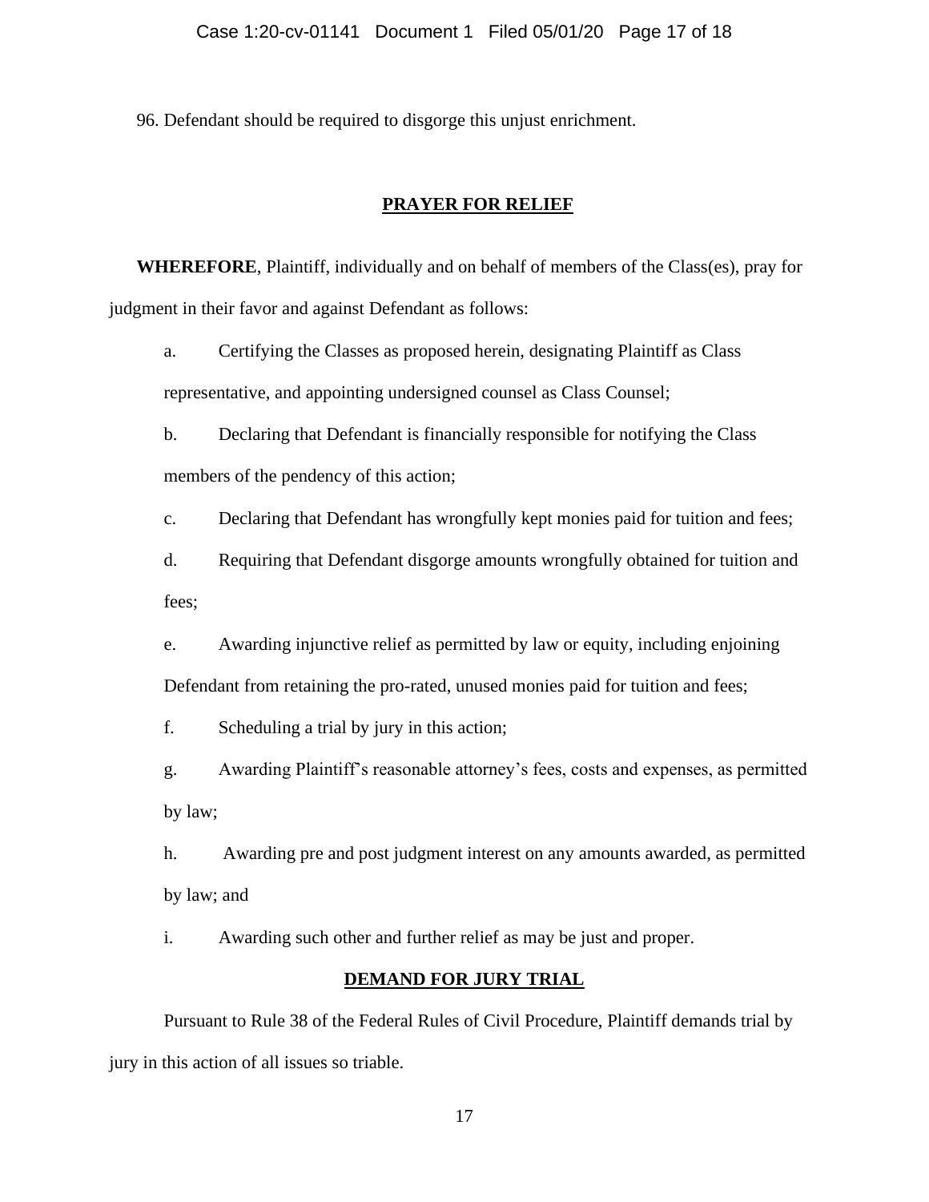96. Defendant should be required to disgorge this unjust enrichment.

## PRAYER FOR RELIEF

**WHEREFORE**, Plaintiff, individually and on behalf of members of the Class(es), pray for judgment in their favor and against Defendant as follows:

a. Certifying the Classes as proposed herein, designating Plaintiff as Class representative, and appointing undersigned counsel as Class Counsel;

b. Declaring that Defendant is financially responsible for notifying the Class members of the pendency of this action;

c. Declaring that Defendant has wrongfully kept monies paid for tuition and fees;

d. Requiring that Defendant disgorge amounts wrongfully obtained for tuition and fees;

e. Awarding injunctive relief as permitted by law or equity, including enjoining Defendant from retaining the pro-rated, unused monies paid for tuition and fees;

f. Scheduling a trial by jury in this action;

g. Awarding Plaintiff's reasonable attorney's fees, costs and expenses, as permitted by law;

h. Awarding pre and post judgment interest on any amounts awarded, as permitted by law; and

i. Awarding such other and further relief as may be just and proper.

## DEMAND FOR JURY TRIAL

Pursuant to Rule 38 of the Federal Rules of Civil Procedure, Plaintiff demands trial by jury in this action of all issues so triable.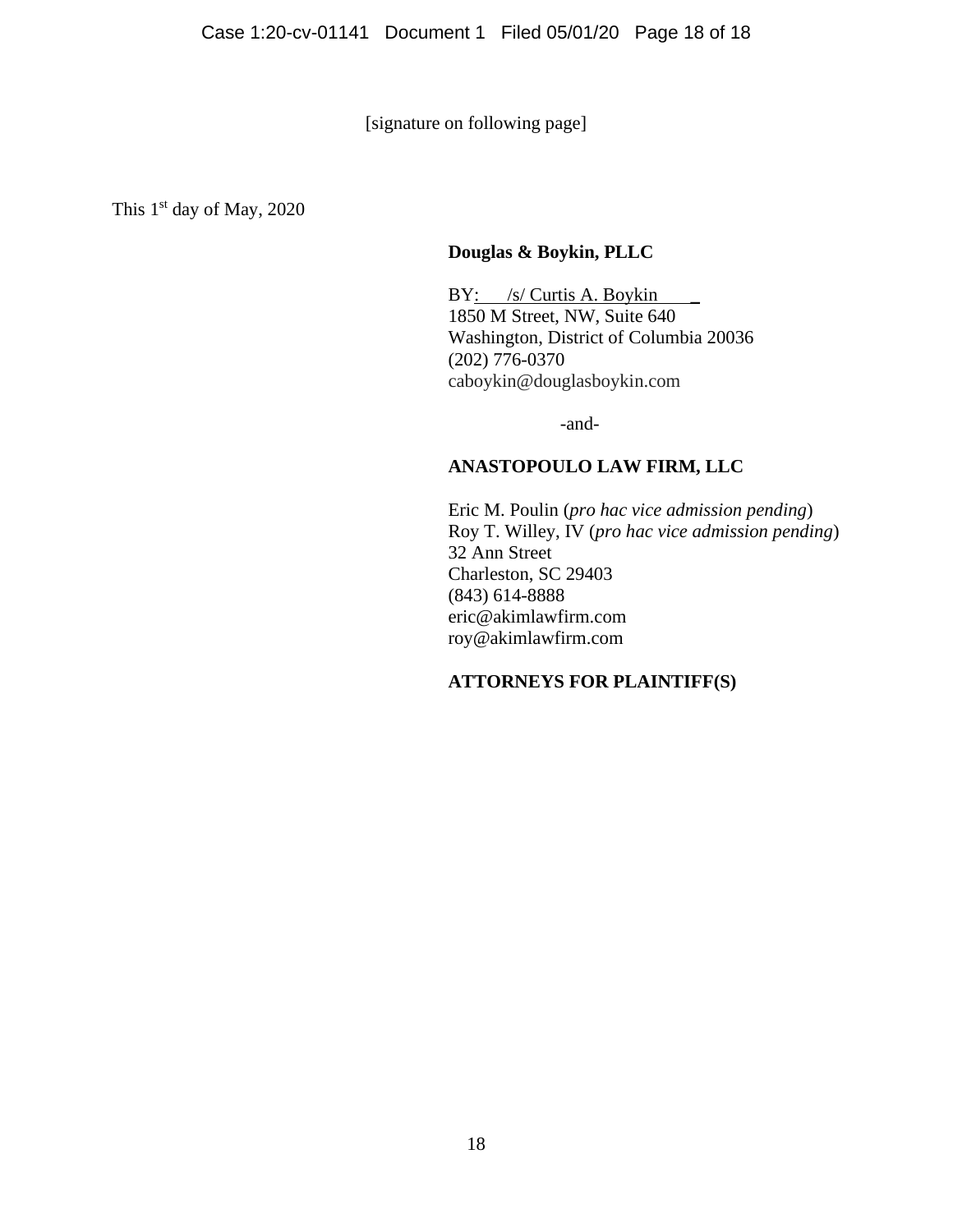[signature on following page]

This 1st day of May, 2020

**Douglas & Boykin, PLLC**

BY: /s/ Curtis A. Boykin  
1850 M Street, NW, Suite 640  
Washington, District of Columbia 20036  
(202) 776-0370  
caboykin@douglasboykin.com

-and-

**ANASTOPOULO LAW FIRM, LLC**

Eric M. Poulin (*pro hac vice admission pending*)  
Roy T. Willey, IV (*pro hac vice admission pending*)  
32 Ann Street  
Charleston, SC 29403  
(843) 614-8888  
eric@akimlawfirm.com  
roy@akimlawfirm.com

**ATTORNEYS FOR PLAINTIFF(S)**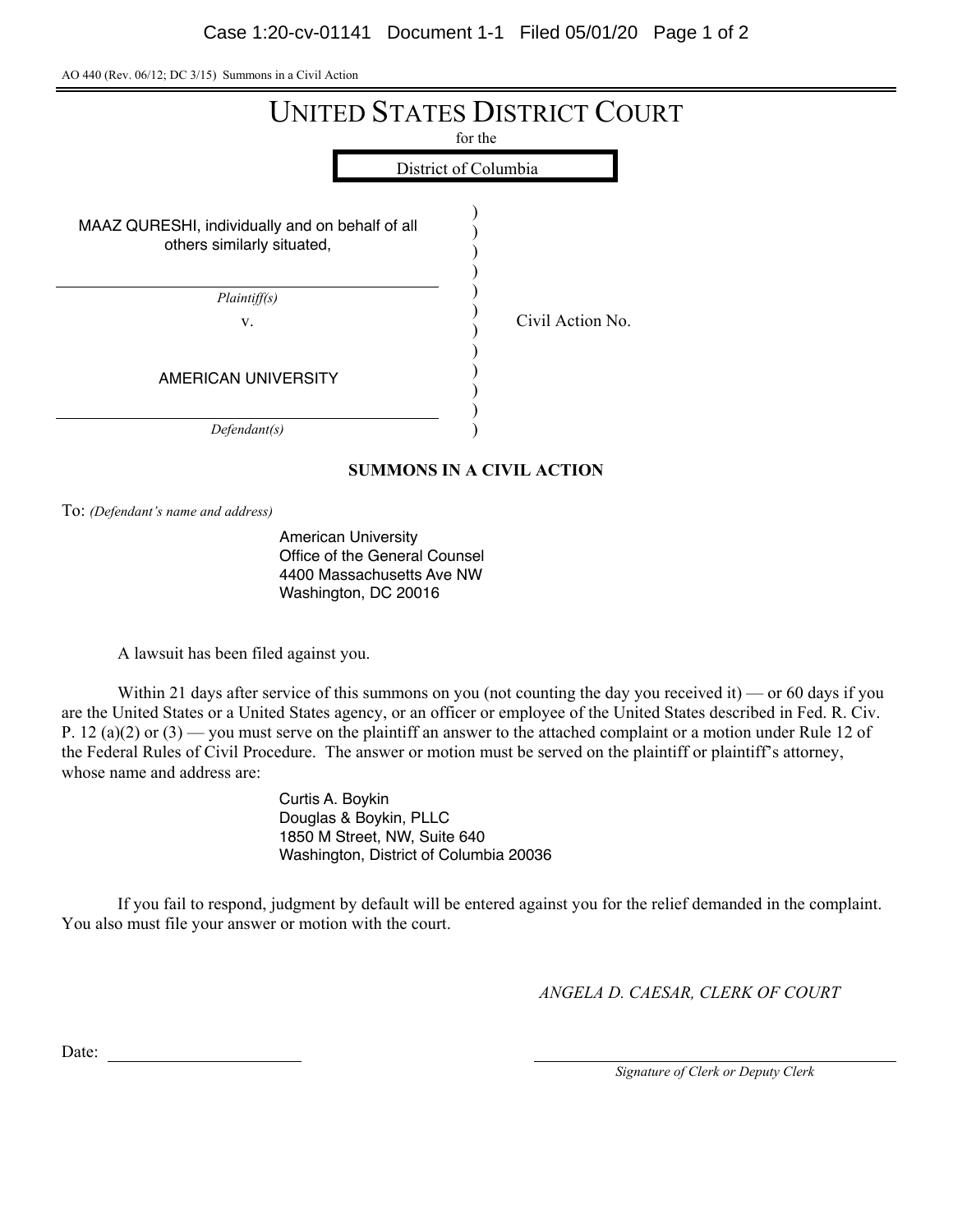AO 440 (Rev. 06/12; DC 3/15) Summons in a Civil Action

# UNITED STATES DISTRICT COURT

for the

District of Columbia

MAAZ QURESHI, individually and on behalf of all others similarly situated,

*Plaintiff(s)*

v.

AMERICAN UNIVERSITY

*Defendant(s)*

Civil Action No.

## SUMMONS IN A CIVIL ACTION

To: *(Defendant's name and address)*

American University
Office of the General Counsel
4400 Massachusetts Ave NW
Washington, DC 20016

A lawsuit has been filed against you.

Within 21 days after service of this summons on you (not counting the day you received it) — or 60 days if you are the United States or a United States agency, or an officer or employee of the United States described in Fed. R. Civ. P. 12 (a)(2) or (3) — you must serve on the plaintiff an answer to the attached complaint or a motion under Rule 12 of the Federal Rules of Civil Procedure. The answer or motion must be served on the plaintiff or plaintiff's attorney, whose name and address are:

Curtis A. Boykin
Douglas & Boykin, PLLC
1850 M Street, NW, Suite 640
Washington, District of Columbia 20036

If you fail to respond, judgment by default will be entered against you for the relief demanded in the complaint. You also must file your answer or motion with the court.

*ANGELA D. CAESAR, CLERK OF COURT*

Date: ______________________

______________________
*Signature of Clerk or Deputy Clerk*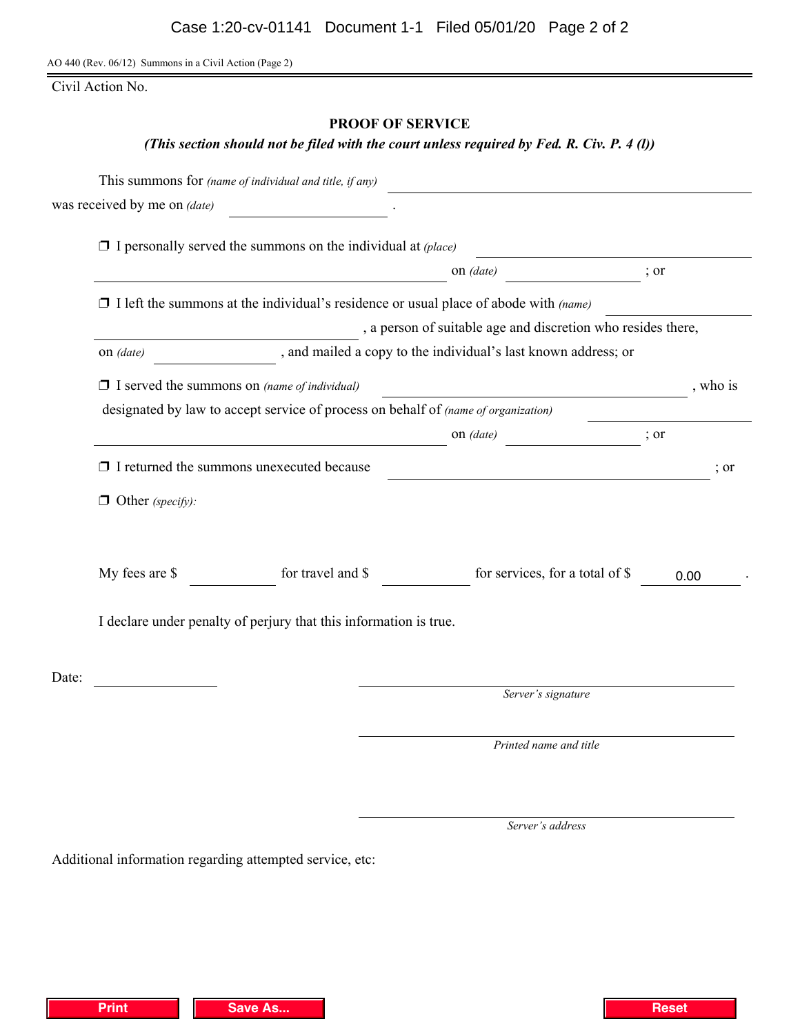AO 440 (Rev. 06/12) Summons in a Civil Action (Page 2)

Civil Action No.

## PROOF OF SERVICE

***(This section should not be filed with the court unless required by Fed. R. Civ. P. 4 (l))***

This summons for *(name of individual and title, if any)* ______________________________

was received by me on *(date)* ______________ .

❒ I personally served the summons on the individual at *(place)* ______________________________

______________________________ on *(date)* ______________ ; or

❒ I left the summons at the individual's residence or usual place of abode with *(name)* ______________

______________________________ , a person of suitable age and discretion who resides there,

on *(date)* ______________ , and mailed a copy to the individual's last known address; or

❒ I served the summons on *(name of individual)* ______________________________ , who is

designated by law to accept service of process on behalf of *(name of organization)* ______________

______________________________ on *(date)* ______________ ; or

❒ I returned the summons unexecuted because ______________________________ ; or

❒ Other *(specify)*:

My fees are $ ______________ for travel and $ ______________ for services, for a total of $ 0.00 .

I declare under penalty of perjury that this information is true.

Date: ______________

______________________________
*Server's signature*

______________________________
*Printed name and title*

______________________________
*Server's address*

Additional information regarding attempted service, etc:

Print | Save As... | Reset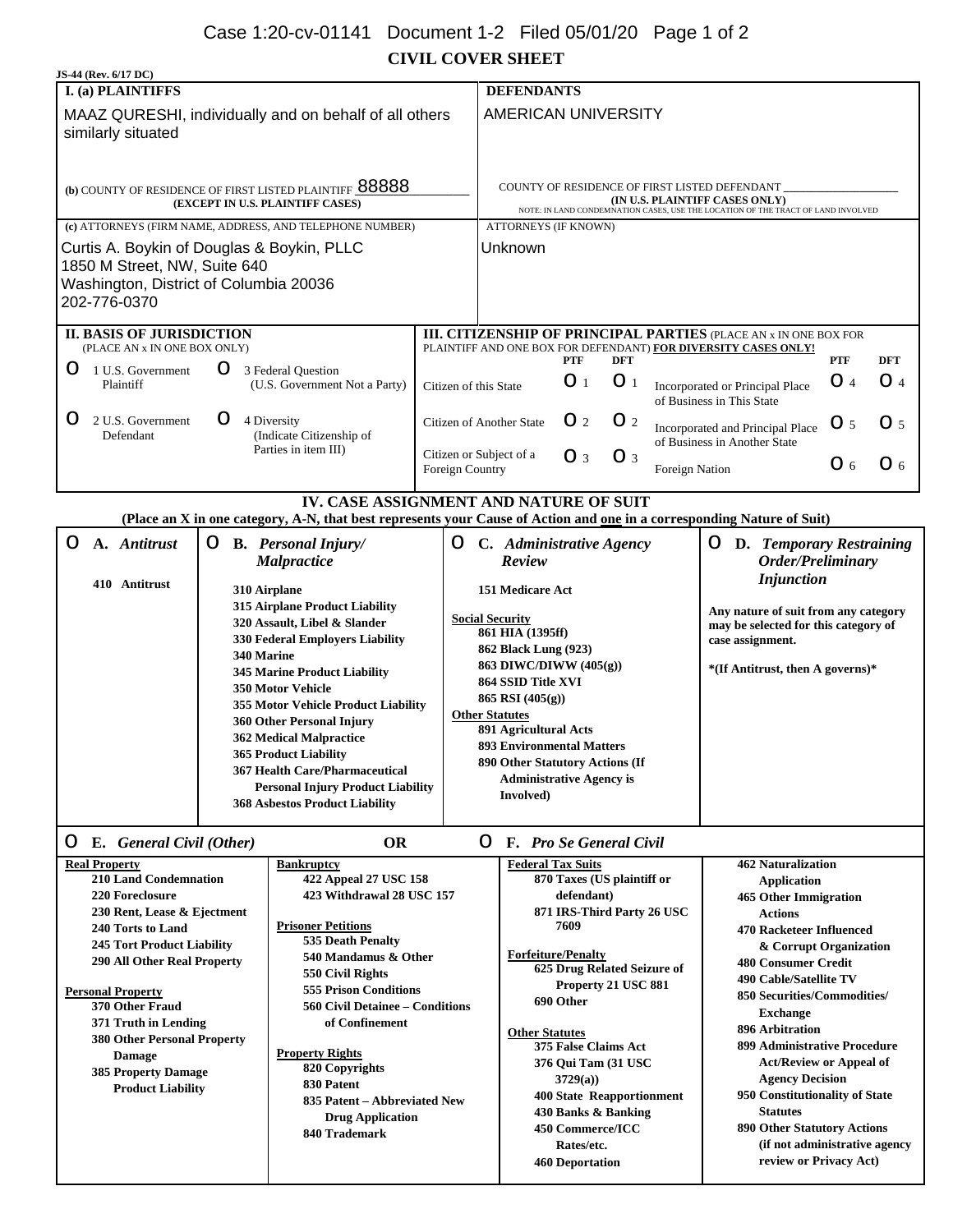# CIVIL COVER SHEET

JS-44 (Rev. 6/17 DC)

| I. (a) PLAINTIFFS | DEFENDANTS |
|---|---|
| MAAZ QURESHI, individually and on behalf of all others similarly situated | AMERICAN UNIVERSITY |
| (b) COUNTY OF RESIDENCE OF FIRST LISTED PLAINTIFF 88888 (EXCEPT IN U.S. PLAINTIFF CASES) | COUNTY OF RESIDENCE OF FIRST LISTED DEFENDANT ____________ (IN U.S. PLAINTIFF CASES ONLY) NOTE: IN LAND CONDEMNATION CASES, USE THE LOCATION OF THE TRACT OF LAND INVOLVED |
| (c) ATTORNEYS (FIRM NAME, ADDRESS, AND TELEPHONE NUMBER) | ATTORNEYS (IF KNOWN) |
| Curtis A. Boykin of Douglas & Boykin, PLLC<br>1850 M Street, NW, Suite 640<br>Washington, District of Columbia 20036<br>202-776-0370 | Unknown |

## II. BASIS OF JURISDICTION

(PLACE AN x IN ONE BOX ONLY)

- O 1 U.S. Government Plaintiff
- O 3 Federal Question (U.S. Government Not a Party)
- O 2 U.S. Government Defendant
- O 4 Diversity (Indicate Citizenship of Parties in item III)

## III. CITIZENSHIP OF PRINCIPAL PARTIES

(PLACE AN x IN ONE BOX FOR PLAINTIFF AND ONE BOX FOR DEFENDANT) **FOR DIVERSITY CASES ONLY!**

| | PTF | DFT | | PTF | DFT |
|---|---|---|---|---|---|
| Citizen of this State | O 1 | O 1 | Incorporated or Principal Place of Business in This State | O 4 | O 4 |
| Citizen of Another State | O 2 | O 2 | Incorporated and Principal Place of Business in Another State | O 5 | O 5 |
| Citizen or Subject of a Foreign Country | O 3 | O 3 | Foreign Nation | O 6 | O 6 |

## IV. CASE ASSIGNMENT AND NATURE OF SUIT

**(Place an X in one category, A-N, that best represents your Cause of Action and one in a corresponding Nature of Suit)**

**O A. *Antitrust***

- 410 Antitrust

**O B. *Personal Injury/ Malpractice***

- 310 Airplane
- 315 Airplane Product Liability
- 320 Assault, Libel & Slander
- 330 Federal Employers Liability
- 340 Marine
- 345 Marine Product Liability
- 350 Motor Vehicle
- 355 Motor Vehicle Product Liability
- 360 Other Personal Injury
- 362 Medical Malpractice
- 365 Product Liability
- 367 Health Care/Pharmaceutical Personal Injury Product Liability
- 368 Asbestos Product Liability

**O C. *Administrative Agency Review***

- 151 Medicare Act

Social Security
- 861 HIA (1395ff)
- 862 Black Lung (923)
- 863 DIWC/DIWW (405(g))
- 864 SSID Title XVI
- 865 RSI (405(g))

Other Statutes
- 891 Agricultural Acts
- 893 Environmental Matters
- 890 Other Statutory Actions (If Administrative Agency is Involved)

**O D. *Temporary Restraining Order/Preliminary Injunction***

Any nature of suit from any category may be selected for this category of case assignment.

*(If Antitrust, then A governs)*

**O E. *General Civil (Other)*** **OR** **O F. *Pro Se General Civil***

Real Property
- 210 Land Condemnation
- 220 Foreclosure
- 230 Rent, Lease & Ejectment
- 240 Torts to Land
- 245 Tort Product Liability
- 290 All Other Real Property

Personal Property
- 370 Other Fraud
- 371 Truth in Lending
- 380 Other Personal Property Damage
- 385 Property Damage Product Liability

Bankruptcy
- 422 Appeal 27 USC 158
- 423 Withdrawal 28 USC 157

Prisoner Petitions
- 535 Death Penalty
- 540 Mandamus & Other
- 550 Civil Rights
- 555 Prison Conditions
- 560 Civil Detainee – Conditions of Confinement

Property Rights
- 820 Copyrights
- 830 Patent
- 835 Patent – Abbreviated New Drug Application
- 840 Trademark

Federal Tax Suits
- 870 Taxes (US plaintiff or defendant)
- 871 IRS-Third Party 26 USC 7609

Forfeiture/Penalty
- 625 Drug Related Seizure of Property 21 USC 881
- 690 Other

Other Statutes
- 375 False Claims Act
- 376 Qui Tam (31 USC 3729(a))
- 400 State Reapportionment
- 430 Banks & Banking
- 450 Commerce/ICC Rates/etc.
- 460 Deportation
- 462 Naturalization Application
- 465 Other Immigration Actions
- 470 Racketeer Influenced & Corrupt Organization
- 480 Consumer Credit
- 490 Cable/Satellite TV
- 850 Securities/Commodities/ Exchange
- 896 Arbitration
- 899 Administrative Procedure Act/Review or Appeal of Agency Decision
- 950 Constitutionality of State Statutes
- 890 Other Statutory Actions (if not administrative agency review or Privacy Act)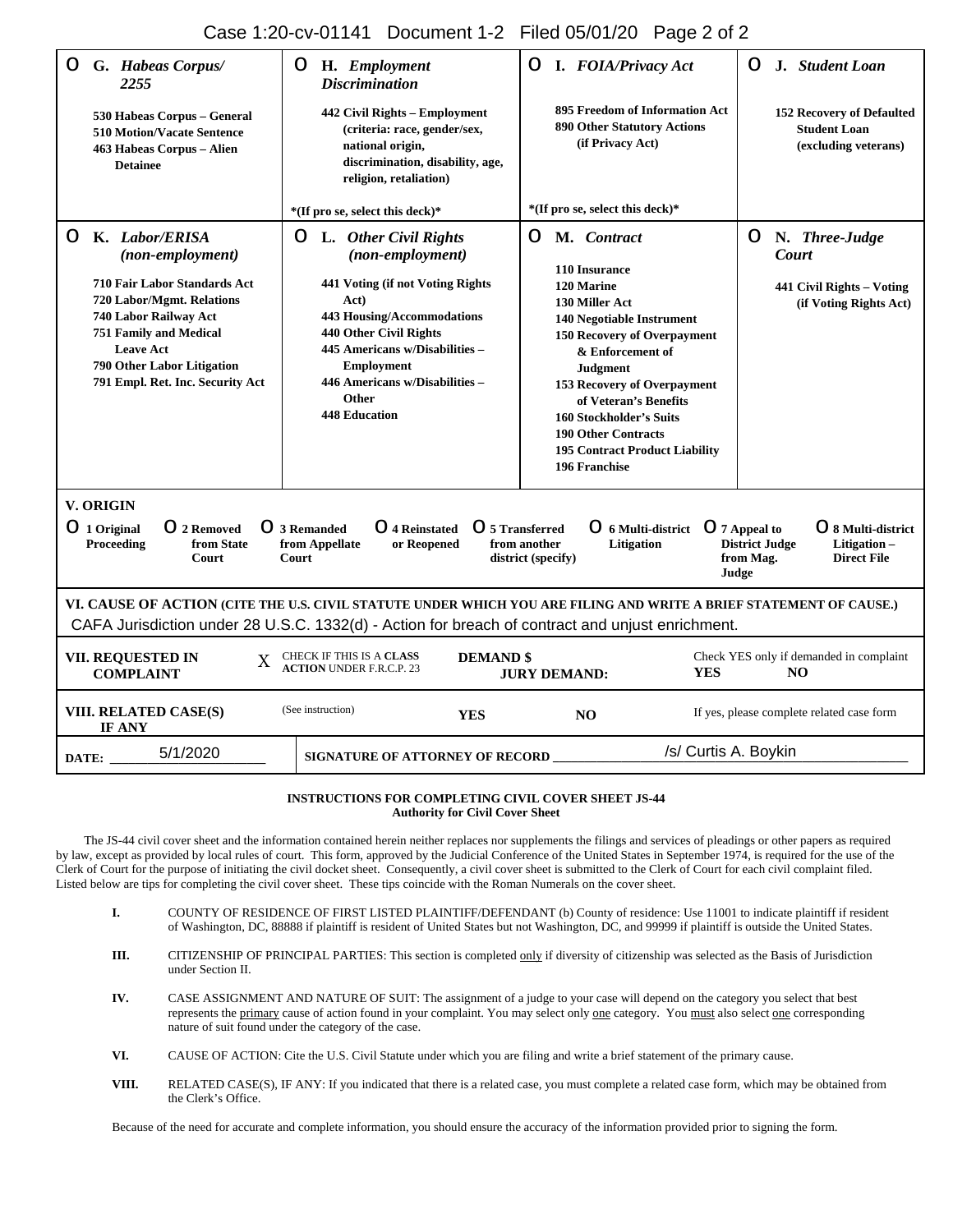| O G. *Habeas Corpus/ 2255* | O H. *Employment Discrimination* | O I. *FOIA/Privacy Act* | O J. *Student Loan* |
|---|---|---|---|
| 530 Habeas Corpus – General<br>510 Motion/Vacate Sentence<br>463 Habeas Corpus – Alien Detainee | 442 Civil Rights – Employment (criteria: race, gender/sex, national origin, discrimination, disability, age, religion, retaliation)<br><br>*(If pro se, select this deck)* | 895 Freedom of Information Act<br>890 Other Statutory Actions (if Privacy Act)<br><br>*(If pro se, select this deck)* | 152 Recovery of Defaulted Student Loan (excluding veterans) |
| O K. *Labor/ERISA (non-employment)* | O L. *Other Civil Rights (non-employment)* | O M. *Contract* | O N. *Three-Judge Court* |
| 710 Fair Labor Standards Act<br>720 Labor/Mgmt. Relations<br>740 Labor Railway Act<br>751 Family and Medical Leave Act<br>790 Other Labor Litigation<br>791 Empl. Ret. Inc. Security Act | 441 Voting (if not Voting Rights Act)<br>443 Housing/Accommodations<br>440 Other Civil Rights<br>445 Americans w/Disabilities – Employment<br>446 Americans w/Disabilities – Other<br>448 Education | 110 Insurance<br>120 Marine<br>130 Miller Act<br>140 Negotiable Instrument<br>150 Recovery of Overpayment & Enforcement of Judgment<br>153 Recovery of Overpayment of Veteran's Benefits<br>160 Stockholder's Suits<br>190 Other Contracts<br>195 Contract Product Liability<br>196 Franchise | 441 Civil Rights – Voting (if Voting Rights Act) |

**V. ORIGIN**

O 1 Original Proceeding  O 2 Removed from State Court  O 3 Remanded from Appellate Court  O 4 Reinstated or Reopened  O 5 Transferred from another district (specify)  O 6 Multi-district Litigation  O 7 Appeal to District Judge from Mag. Judge  O 8 Multi-district Litigation – Direct File

**VI. CAUSE OF ACTION (CITE THE U.S. CIVIL STATUTE UNDER WHICH YOU ARE FILING AND WRITE A BRIEF STATEMENT OF CAUSE.)**

CAFA Jurisdiction under 28 U.S.C. 1332(d) - Action for breach of contract and unjust enrichment.

**VII. REQUESTED IN COMPLAINT** X CHECK IF THIS IS A **CLASS ACTION** UNDER F.R.C.P. 23  **DEMAND $**  **JURY DEMAND:**  Check YES only if demanded in complaint **YES** **NO**

**VIII. RELATED CASE(S) IF ANY** (See instruction) **YES** **NO** If yes, please complete related case form

**DATE:** 5/1/2020  **SIGNATURE OF ATTORNEY OF RECORD** /s/ Curtis A. Boykin

**INSTRUCTIONS FOR COMPLETING CIVIL COVER SHEET JS-44**
**Authority for Civil Cover Sheet**

The JS-44 civil cover sheet and the information contained herein neither replaces nor supplements the filings and services of pleadings or other papers as required by law, except as provided by local rules of court. This form, approved by the Judicial Conference of the United States in September 1974, is required for the use of the Clerk of Court for the purpose of initiating the civil docket sheet. Consequently, a civil cover sheet is submitted to the Clerk of Court for each civil complaint filed. Listed below are tips for completing the civil cover sheet. These tips coincide with the Roman Numerals on the cover sheet.

**I.** COUNTY OF RESIDENCE OF FIRST LISTED PLAINTIFF/DEFENDANT (b) County of residence: Use 11001 to indicate plaintiff if resident of Washington, DC, 88888 if plaintiff is resident of United States but not Washington, DC, and 99999 if plaintiff is outside the United States.

**III.** CITIZENSHIP OF PRINCIPAL PARTIES: This section is completed only if diversity of citizenship was selected as the Basis of Jurisdiction under Section II.

**IV.** CASE ASSIGNMENT AND NATURE OF SUIT: The assignment of a judge to your case will depend on the category you select that best represents the primary cause of action found in your complaint. You may select only one category. You must also select one corresponding nature of suit found under the category of the case.

**VI.** CAUSE OF ACTION: Cite the U.S. Civil Statute under which you are filing and write a brief statement of the primary cause.

**VIII.** RELATED CASE(S), IF ANY: If you indicated that there is a related case, you must complete a related case form, which may be obtained from the Clerk's Office.

Because of the need for accurate and complete information, you should ensure the accuracy of the information provided prior to signing the form.